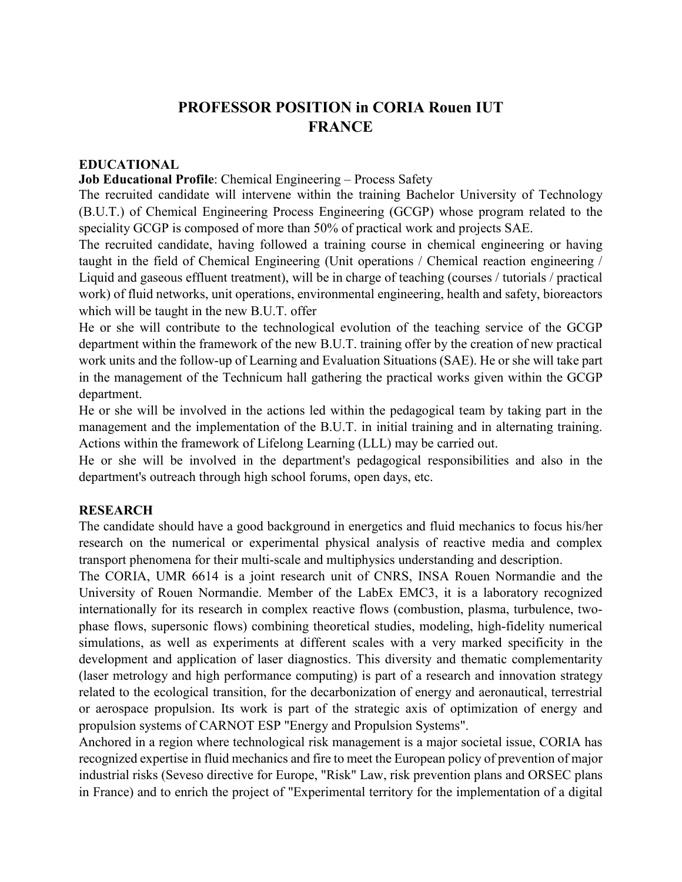# PROFESSOR POSITION in CORIA Rouen IUT
# FRANCE

## EDUCATIONAL

**Job Educational Profile**: Chemical Engineering – Process Safety

The recruited candidate will intervene within the training Bachelor University of Technology (B.U.T.) of Chemical Engineering Process Engineering (GCGP) whose program related to the speciality GCGP is composed of more than 50% of practical work and projects SAE.

The recruited candidate, having followed a training course in chemical engineering or having taught in the field of Chemical Engineering (Unit operations / Chemical reaction engineering / Liquid and gaseous effluent treatment), will be in charge of teaching (courses / tutorials / practical work) of fluid networks, unit operations, environmental engineering, health and safety, bioreactors which will be taught in the new B.U.T. offer

He or she will contribute to the technological evolution of the teaching service of the GCGP department within the framework of the new B.U.T. training offer by the creation of new practical work units and the follow-up of Learning and Evaluation Situations (SAE). He or she will take part in the management of the Technicum hall gathering the practical works given within the GCGP department.

He or she will be involved in the actions led within the pedagogical team by taking part in the management and the implementation of the B.U.T. in initial training and in alternating training. Actions within the framework of Lifelong Learning (LLL) may be carried out.

He or she will be involved in the department's pedagogical responsibilities and also in the department's outreach through high school forums, open days, etc.

## RESEARCH

The candidate should have a good background in energetics and fluid mechanics to focus his/her research on the numerical or experimental physical analysis of reactive media and complex transport phenomena for their multi-scale and multiphysics understanding and description.

The CORIA, UMR 6614 is a joint research unit of CNRS, INSA Rouen Normandie and the University of Rouen Normandie. Member of the LabEx EMC3, it is a laboratory recognized internationally for its research in complex reactive flows (combustion, plasma, turbulence, two-phase flows, supersonic flows) combining theoretical studies, modeling, high-fidelity numerical simulations, as well as experiments at different scales with a very marked specificity in the development and application of laser diagnostics. This diversity and thematic complementarity (laser metrology and high performance computing) is part of a research and innovation strategy related to the ecological transition, for the decarbonization of energy and aeronautical, terrestrial or aerospace propulsion. Its work is part of the strategic axis of optimization of energy and propulsion systems of CARNOT ESP "Energy and Propulsion Systems".

Anchored in a region where technological risk management is a major societal issue, CORIA has recognized expertise in fluid mechanics and fire to meet the European policy of prevention of major industrial risks (Seveso directive for Europe, "Risk" Law, risk prevention plans and ORSEC plans in France) and to enrich the project of "Experimental territory for the implementation of a digital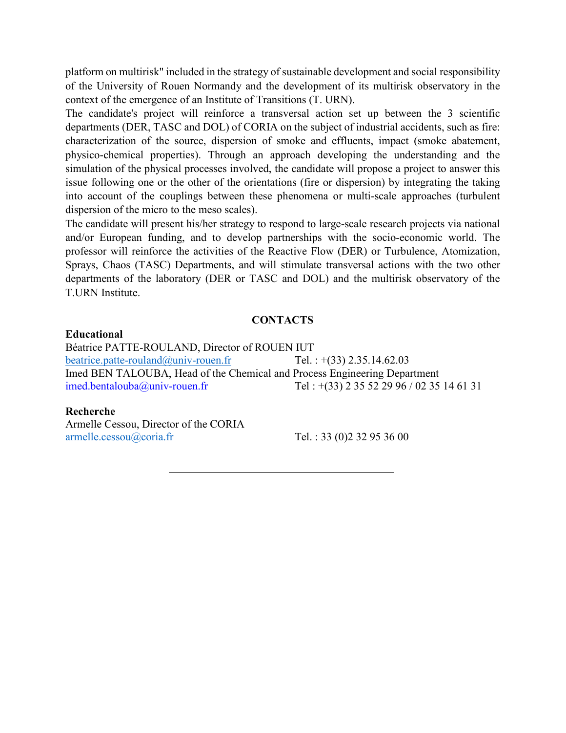platform on multirisk" included in the strategy of sustainable development and social responsibility of the University of Rouen Normandy and the development of its multirisk observatory in the context of the emergence of an Institute of Transitions (T. URN).

The candidate's project will reinforce a transversal action set up between the 3 scientific departments (DER, TASC and DOL) of CORIA on the subject of industrial accidents, such as fire: characterization of the source, dispersion of smoke and effluents, impact (smoke abatement, physico-chemical properties). Through an approach developing the understanding and the simulation of the physical processes involved, the candidate will propose a project to answer this issue following one or the other of the orientations (fire or dispersion) by integrating the taking into account of the couplings between these phenomena or multi-scale approaches (turbulent dispersion of the micro to the meso scales).

The candidate will present his/her strategy to respond to large-scale research projects via national and/or European funding, and to develop partnerships with the socio-economic world. The professor will reinforce the activities of the Reactive Flow (DER) or Turbulence, Atomization, Sprays, Chaos (TASC) Departments, and will stimulate transversal actions with the two other departments of the laboratory (DER or TASC and DOL) and the multirisk observatory of the T.URN Institute.

## CONTACTS

**Educational**

Béatrice PATTE-ROULAND, Director of ROUEN IUT
beatrice.patte-rouland@univ-rouen.fr Tel. : +(33) 2.35.14.62.03
Imed BEN TALOUBA, Head of the Chemical and Process Engineering Department
imed.bentalouba@univ-rouen.fr Tel : +(33) 2 35 52 29 96 / 02 35 14 61 31

**Recherche**

Armelle Cessou, Director of the CORIA
armelle.cessou@coria.fr Tel. : 33 (0)2 32 95 36 00

---